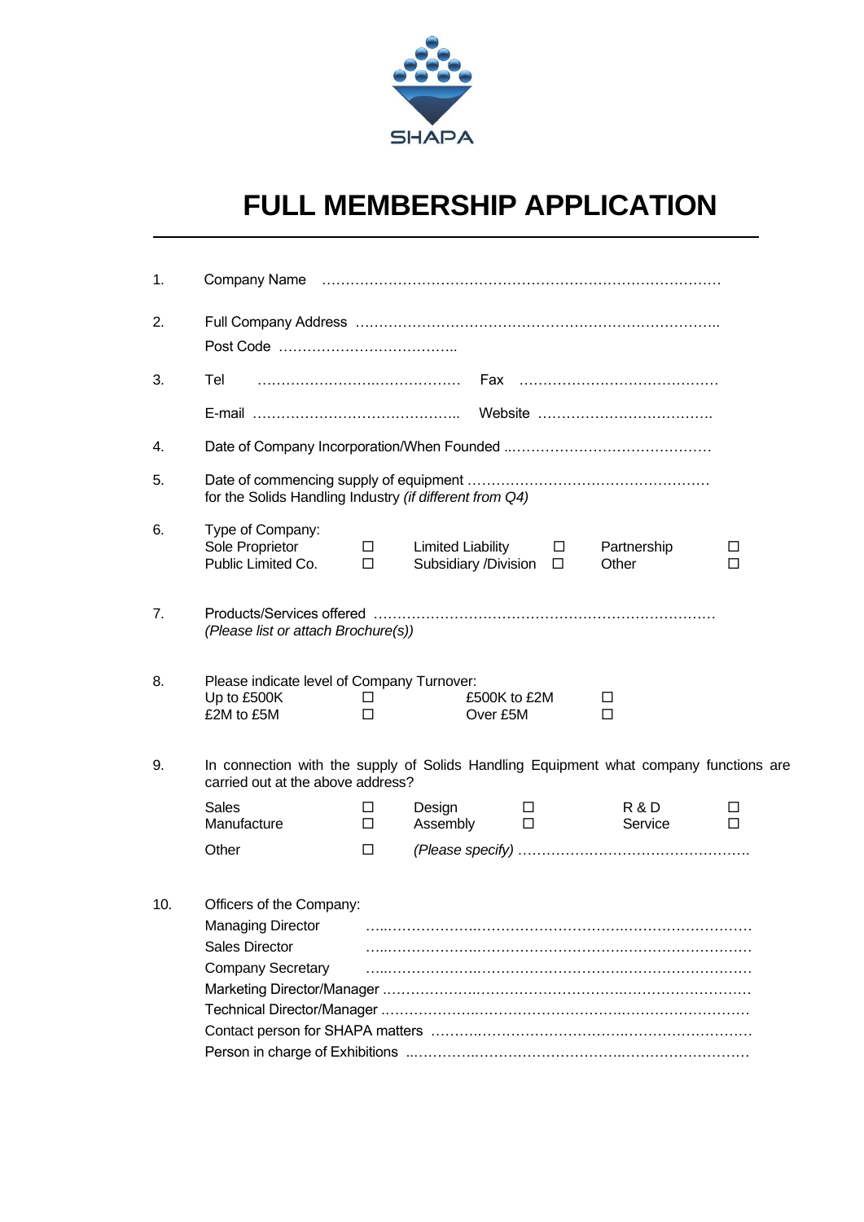SHAPA

# FULL MEMBERSHIP APPLICATION

---

1. Company Name …………………………………………………………………………

2. Full Company Address …………………………………………………………………..

   Post Code ………………………………..

3. Tel ……………………..……………… Fax ……………………………………

   E-mail …………………………………….. Website ……………………………….

4. Date of Company Incorporation/When Founded ..……………………………………

5. Date of commencing supply of equipment ……………………………………………
   for the Solids Handling Industry *(if different from Q4)*

6. Type of Company:

| | | | | | |
|---|---|---|---|---|---|
| Sole Proprietor | ☐ | Limited Liability | ☐ | Partnership | ☐ |
| Public Limited Co. | ☐ | Subsidiary /Division | ☐ | Other | ☐ |

7. Products/Services offered ………………………………………………………………
   *(Please list or attach Brochure(s))*

8. Please indicate level of Company Turnover:

| | | | |
|---|---|---|---|
| Up to £500K | ☐ | £500K to £2M | ☐ |
| £2M to £5M | ☐ | Over £5M | ☐ |

9. In connection with the supply of Solids Handling Equipment what company functions are carried out at the above address?

| | | | | | |
|---|---|---|---|---|---|
| Sales | ☐ | Design | ☐ | R & D | ☐ |
| Manufacture | ☐ | Assembly | ☐ | Service | ☐ |
| Other | ☐ | *(Please specify)* ………………………………………… | | | |

10. Officers of the Company:

    Managing Director ………………………………………………………………………

    Sales Director ………………………………………………………………………

    Company Secretary ………………………………………………………………………

    Marketing Director/Manager ……………………………………………………………

    Technical Director/Manager ……………………………………………………………

    Contact person for SHAPA matters ………………………………………………………

    Person in charge of Exhibitions ..………………………………………………………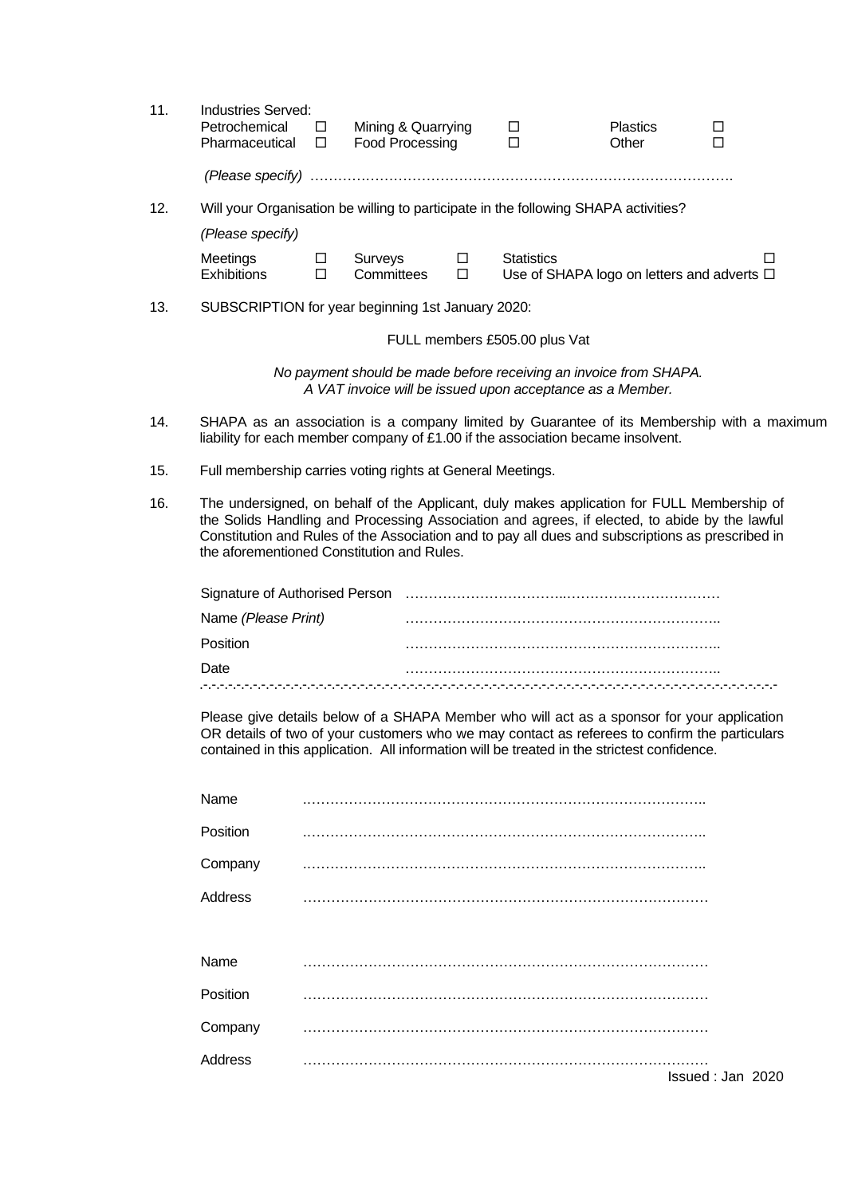11. Industries Served:

| | | | | | |
|---|---|---|---|---|---|
| Petrochemical | ☐ | Mining & Quarrying | ☐ | Plastics | ☐ |
| Pharmaceutical | ☐ | Food Processing | ☐ | Other | ☐ |

*(Please specify)* ………………………………………………………………………………….

12. Will your Organisation be willing to participate in the following SHAPA activities?

*(Please specify)*

| | | | | | |
|---|---|---|---|---|---|
| Meetings | ☐ | Surveys | ☐ | Statistics | ☐ |
| Exhibitions | ☐ | Committees | ☐ | Use of SHAPA logo on letters and adverts | ☐ |

13. SUBSCRIPTION for year beginning 1st January 2020:

FULL members £505.00 plus Vat

*No payment should be made before receiving an invoice from SHAPA.*
*A VAT invoice will be issued upon acceptance as a Member.*

14. SHAPA as an association is a company limited by Guarantee of its Membership with a maximum liability for each member company of £1.00 if the association became insolvent.

15. Full membership carries voting rights at General Meetings.

16. The undersigned, on behalf of the Applicant, duly makes application for FULL Membership of the Solids Handling and Processing Association and agrees, if elected, to abide by the lawful Constitution and Rules of the Association and to pay all dues and subscriptions as prescribed in the aforementioned Constitution and Rules.

Signature of Authorised Person ……………………………..……………………………

Name *(Please Print)* …………………………………………………………..

Position …………………………………………………………..

Date …………………………………………………………..

.-.-.-.-.-.-.-.-.-.-.-.-.-.-.-.-.-.-.-.-.-.-.-.-.-.-.-.-.-.-.-.-.-.-.-.-.-.-.-.-.-.-.-.-.-.-.-.-.-.-.-.-.-.-.-.-.-.-.-.-.-

Please give details below of a SHAPA Member who will act as a sponsor for your application OR details of two of your customers who we may contact as referees to confirm the particulars contained in this application. All information will be treated in the strictest confidence.

Name ………………………………………………………………………….

Position ………………………………………………………………………….

Company ………………………………………………………………………….

Address ………………………………………………………………………….

Name ………………………………………………………………………….

Position ………………………………………………………………………….

Company ………………………………………………………………………….

Address ………………………………………………………………………….

Issued : Jan 2020